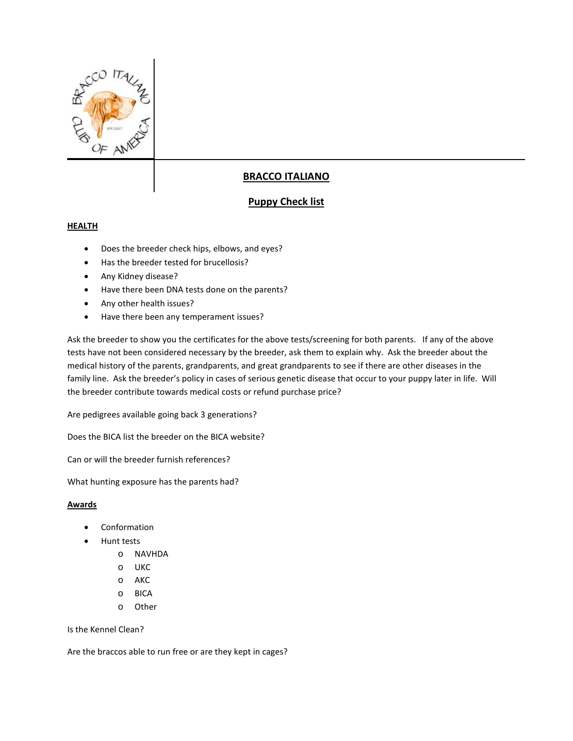# BRACCO ITALIANO

## Puppy Check list

**HEALTH**

- Does the breeder check hips, elbows, and eyes?
- Has the breeder tested for brucellosis?
- Any Kidney disease?
- Have there been DNA tests done on the parents?
- Any other health issues?
- Have there been any temperament issues?

Ask the breeder to show you the certificates for the above tests/screening for both parents. If any of the above tests have not been considered necessary by the breeder, ask them to explain why. Ask the breeder about the medical history of the parents, grandparents, and great grandparents to see if there are other diseases in the family line. Ask the breeder's policy in cases of serious genetic disease that occur to your puppy later in life. Will the breeder contribute towards medical costs or refund purchase price?

Are pedigrees available going back 3 generations?

Does the BICA list the breeder on the BICA website?

Can or will the breeder furnish references?

What hunting exposure has the parents had?

**Awards**

- Conformation
- Hunt tests
  - NAVHDA
  - UKC
  - AKC
  - BICA
  - Other

Is the Kennel Clean?

Are the braccos able to run free or are they kept in cages?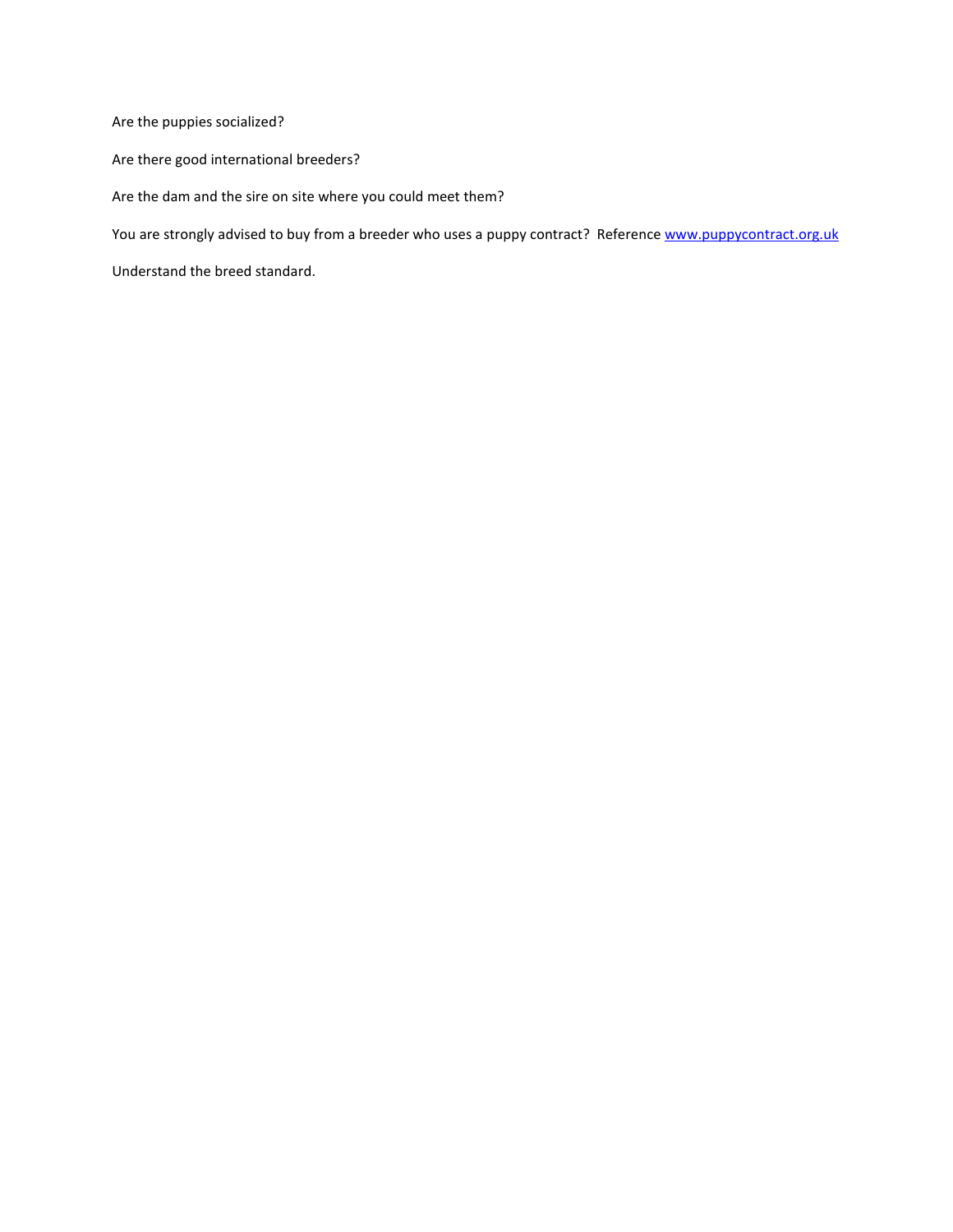Are the puppies socialized?

Are there good international breeders?

Are the dam and the sire on site where you could meet them?

You are strongly advised to buy from a breeder who uses a puppy contract? Reference [www.puppycontract.org.uk](http://www.puppycontract.org.uk)

Understand the breed standard.